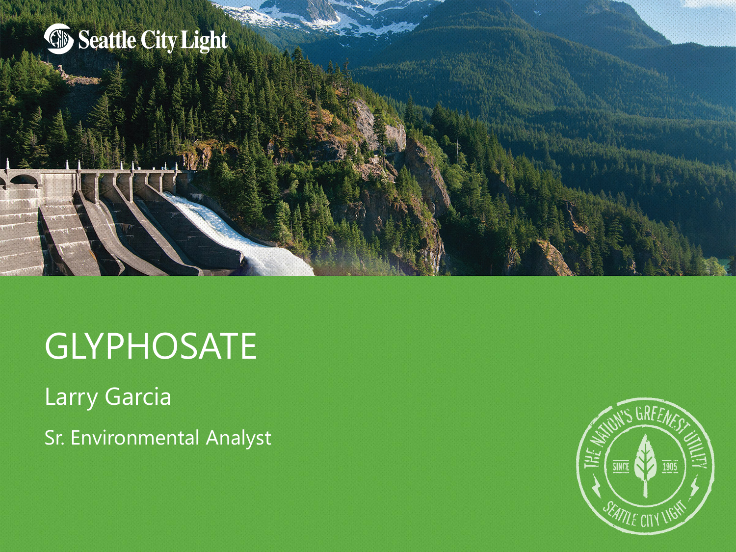Seattle City Light

# GLYPHOSATE

Larry Garcia

Sr. Environmental Analyst

THE NATION'S GREENEST UTILITY SINCE 1905 SEATTLE CITY LIGHT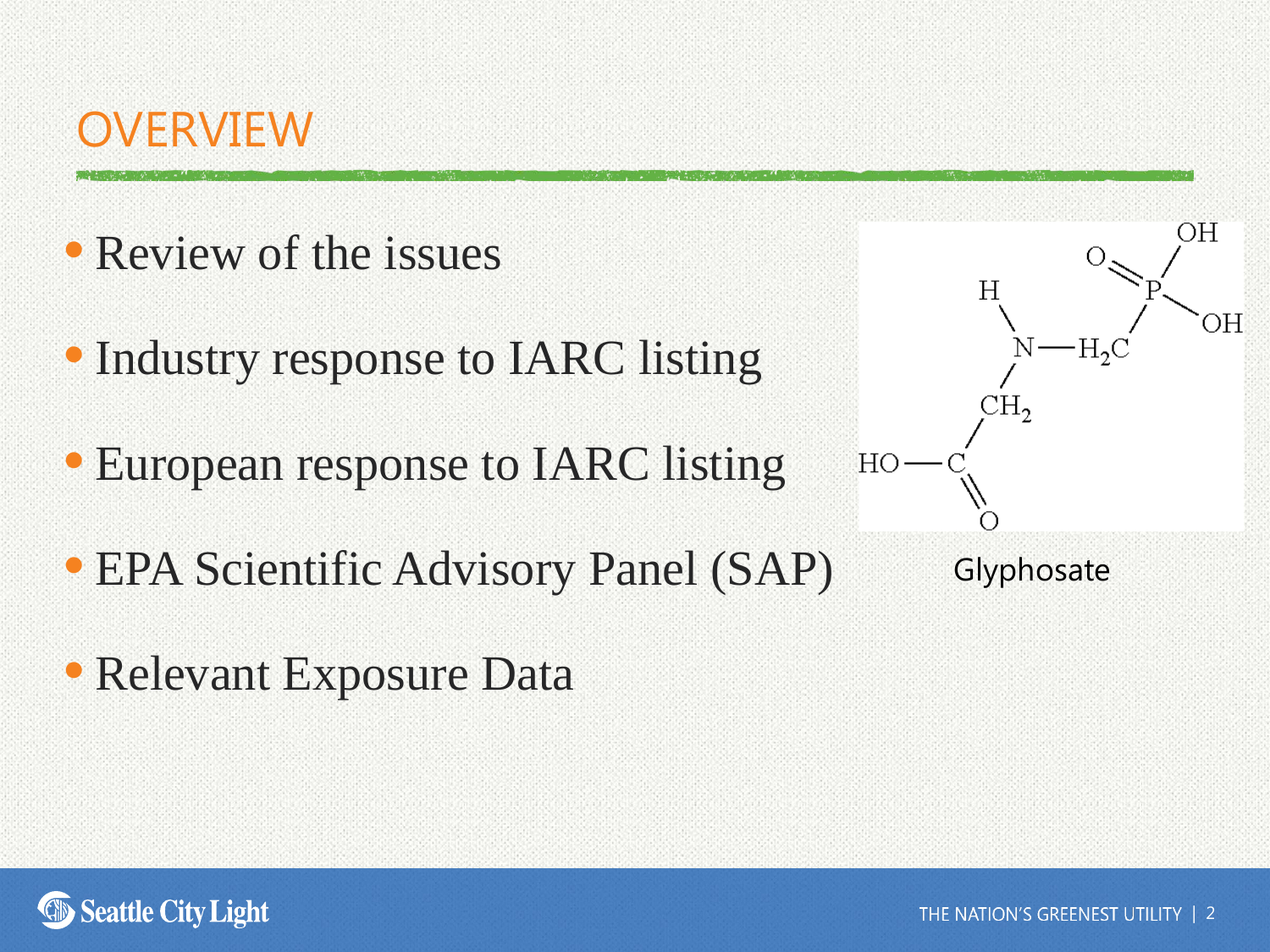# OVERVIEW

- Review of the issues
- Industry response to IARC listing
- European response to IARC listing
- EPA Scientific Advisory Panel (SAP)
- Relevant Exposure Data

Glyphosate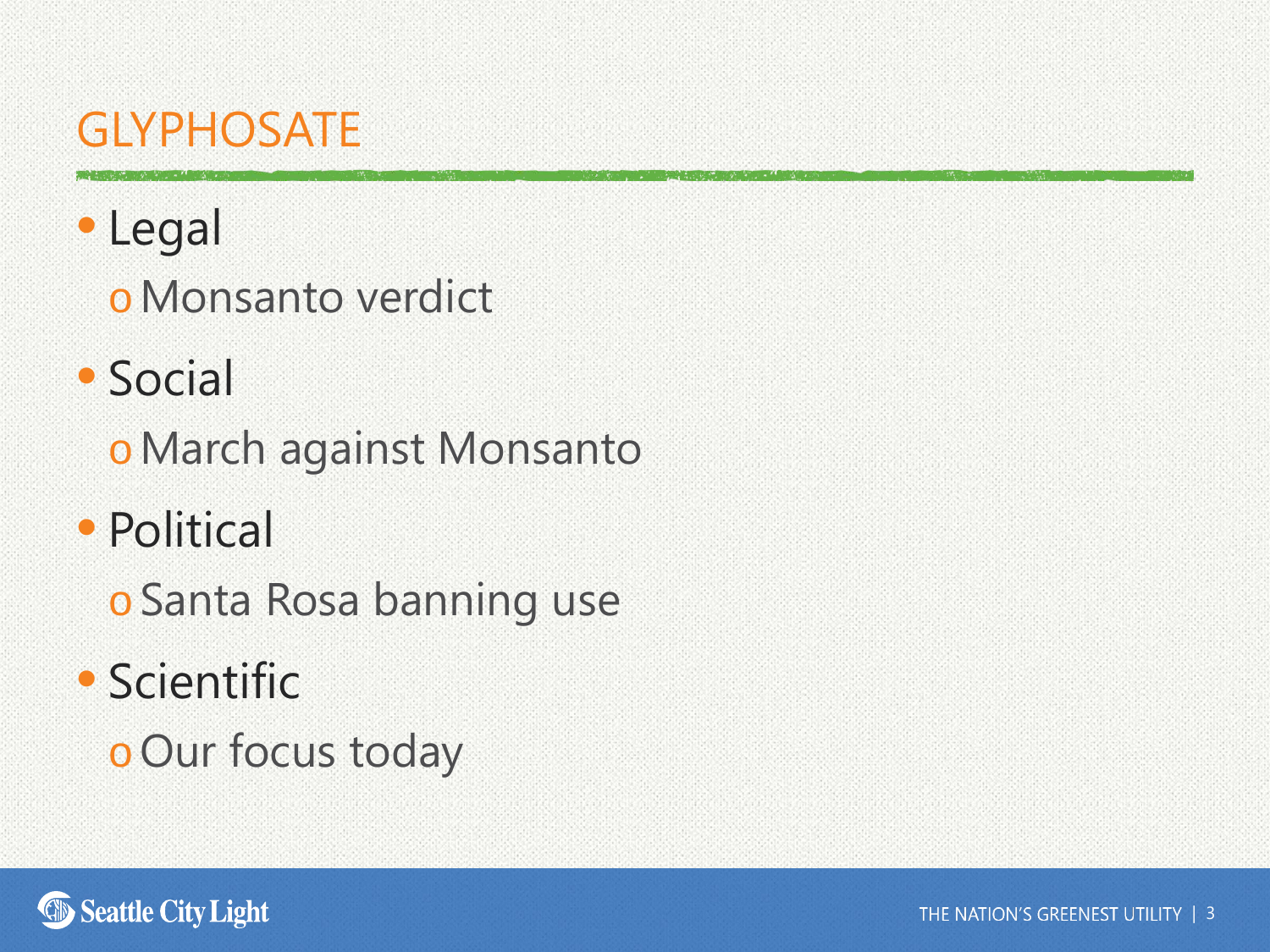# GLYPHOSATE

- Legal
  - Monsanto verdict
- Social
  - March against Monsanto
- Political
  - Santa Rosa banning use
- Scientific
  - Our focus today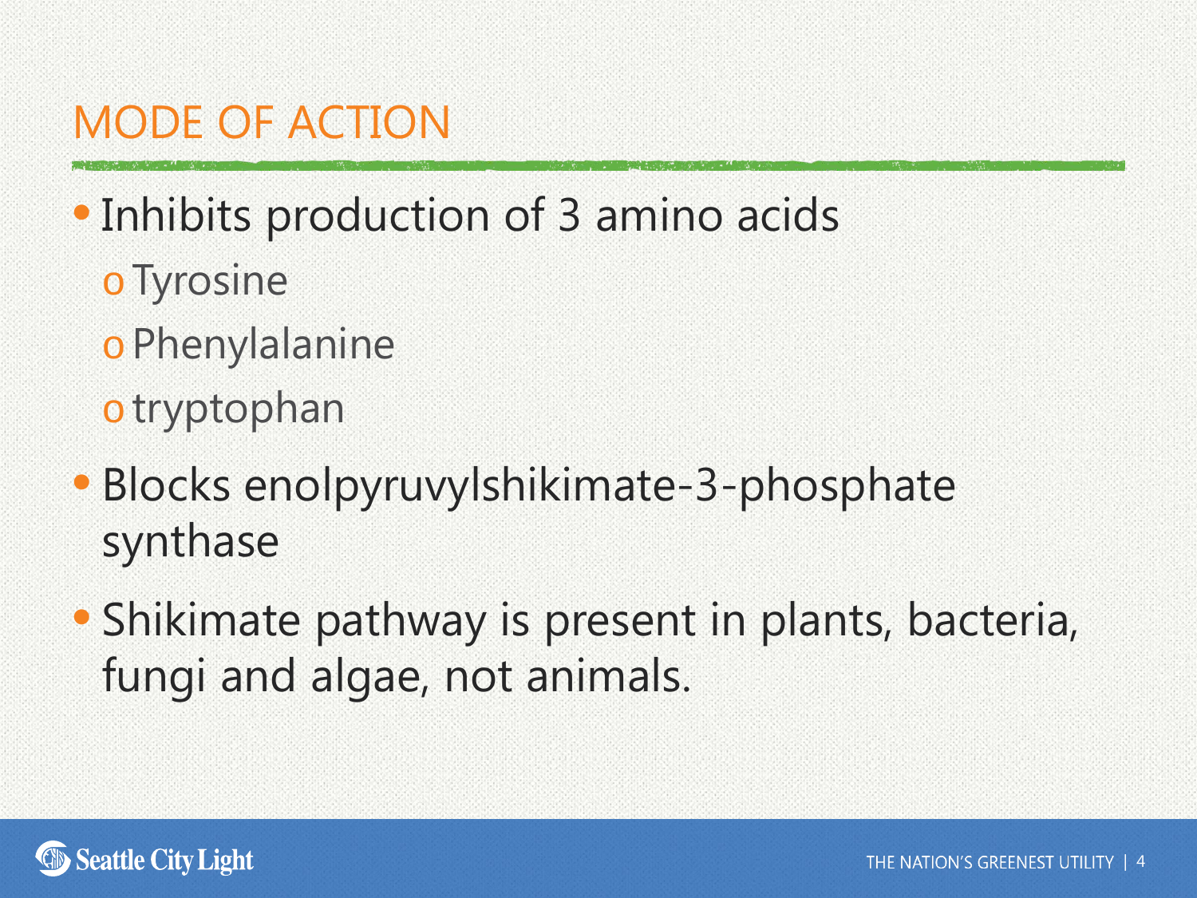# MODE OF ACTION

- Inhibits production of 3 amino acids
  - Tyrosine
  - Phenylalanine
  - tryptophan
- Blocks enolpyruvylshikimate-3-phosphate synthase
- Shikimate pathway is present in plants, bacteria, fungi and algae, not animals.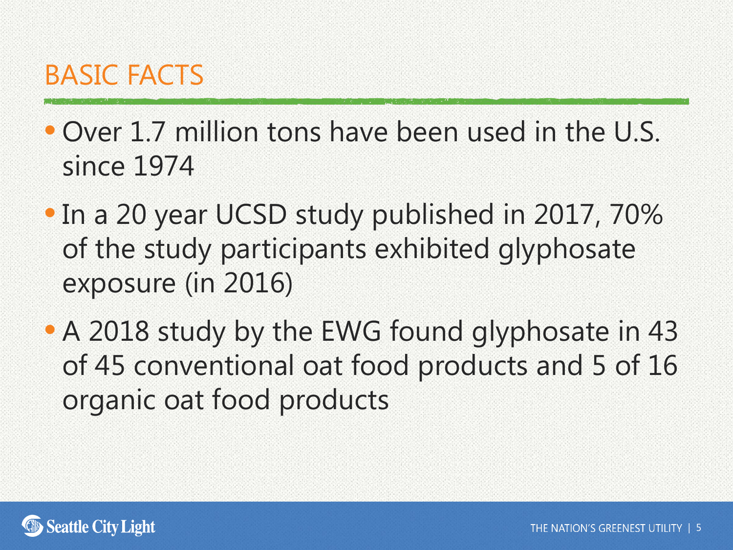# BASIC FACTS

- Over 1.7 million tons have been used in the U.S. since 1974
- In a 20 year UCSD study published in 2017, 70% of the study participants exhibited glyphosate exposure (in 2016)
- A 2018 study by the EWG found glyphosate in 43 of 45 conventional oat food products and 5 of 16 organic oat food products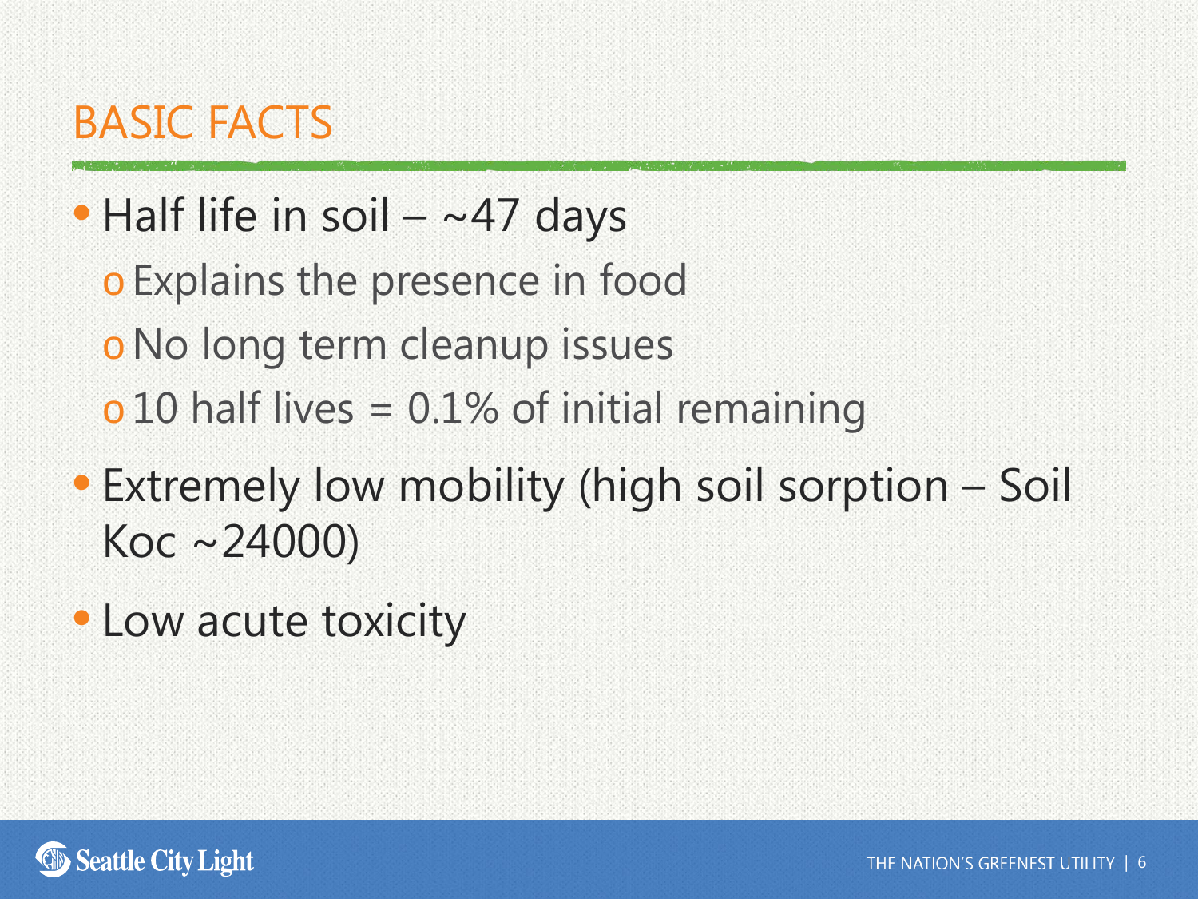# BASIC FACTS

- Half life in soil – ~47 days
  - Explains the presence in food
  - No long term cleanup issues
  - 10 half lives = 0.1% of initial remaining
- Extremely low mobility (high soil sorption – Soil Koc ~24000)
- Low acute toxicity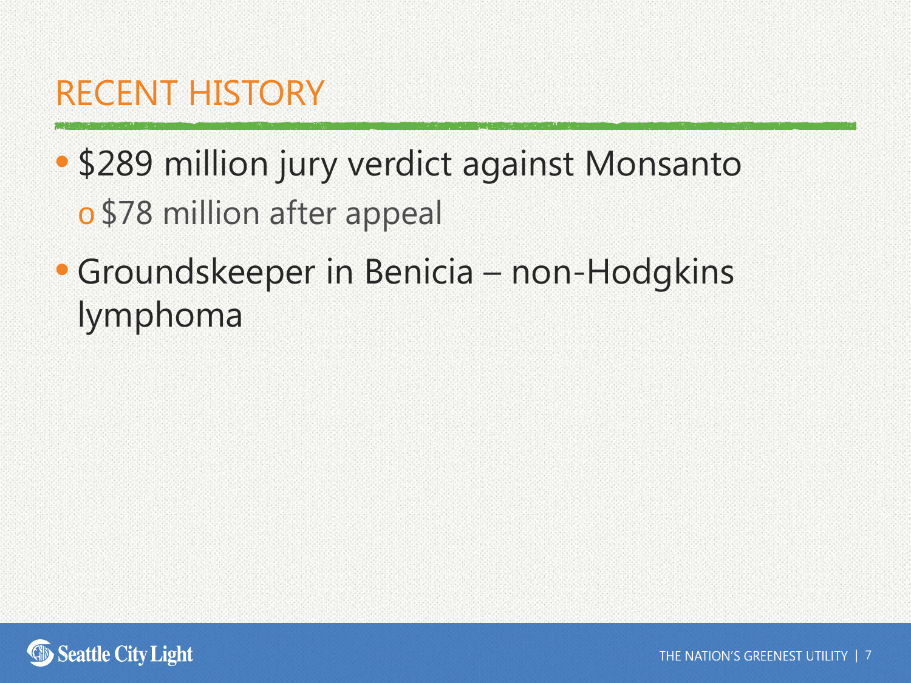# RECENT HISTORY

- $289 million jury verdict against Monsanto
  - $78 million after appeal
- Groundskeeper in Benicia – non-Hodgkins lymphoma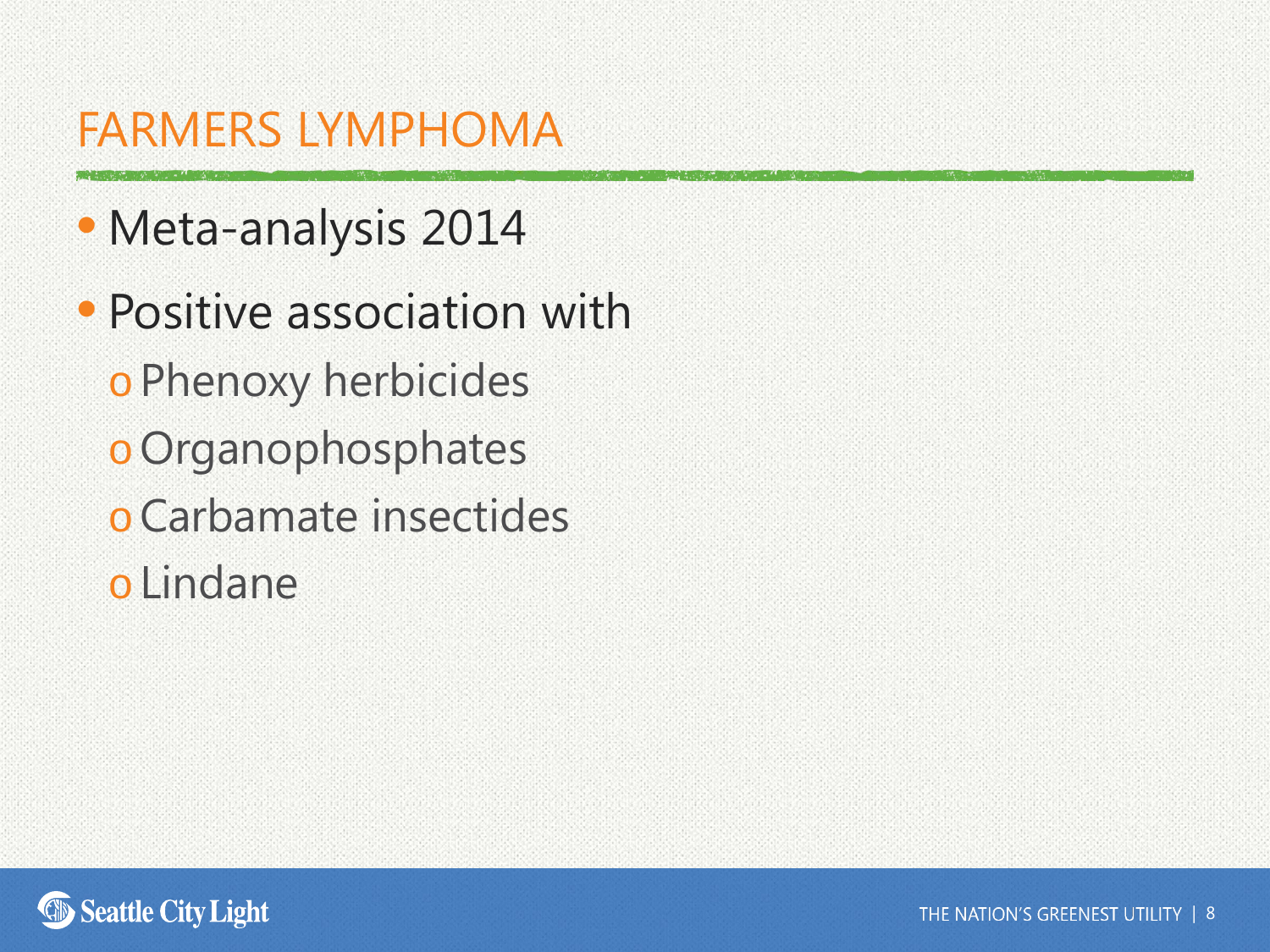# FARMERS LYMPHOMA

- Meta-analysis 2014
- Positive association with
  - Phenoxy herbicides
  - Organophosphates
  - Carbamate insectides
  - Lindane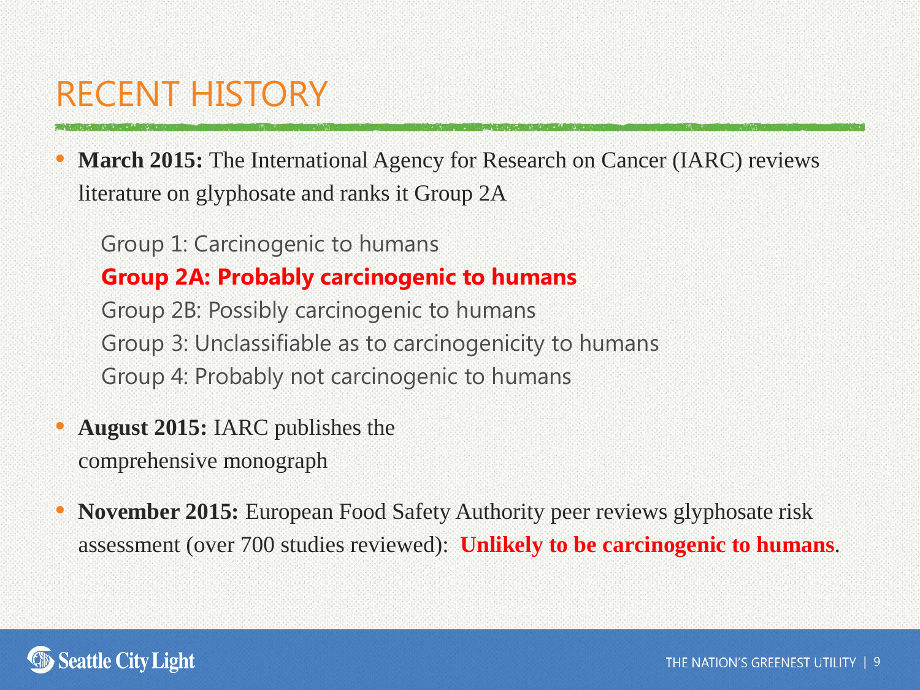# RECENT HISTORY

- **March 2015:** The International Agency for Research on Cancer (IARC) reviews literature on glyphosate and ranks it Group 2A

  Group 1: Carcinogenic to humans
  **Group 2A: Probably carcinogenic to humans**
  Group 2B: Possibly carcinogenic to humans
  Group 3: Unclassifiable as to carcinogenicity to humans
  Group 4: Probably not carcinogenic to humans

- **August 2015:** IARC publishes the comprehensive monograph

- **November 2015:** European Food Safety Authority peer reviews glyphosate risk assessment (over 700 studies reviewed): **Unlikely to be carcinogenic to humans**.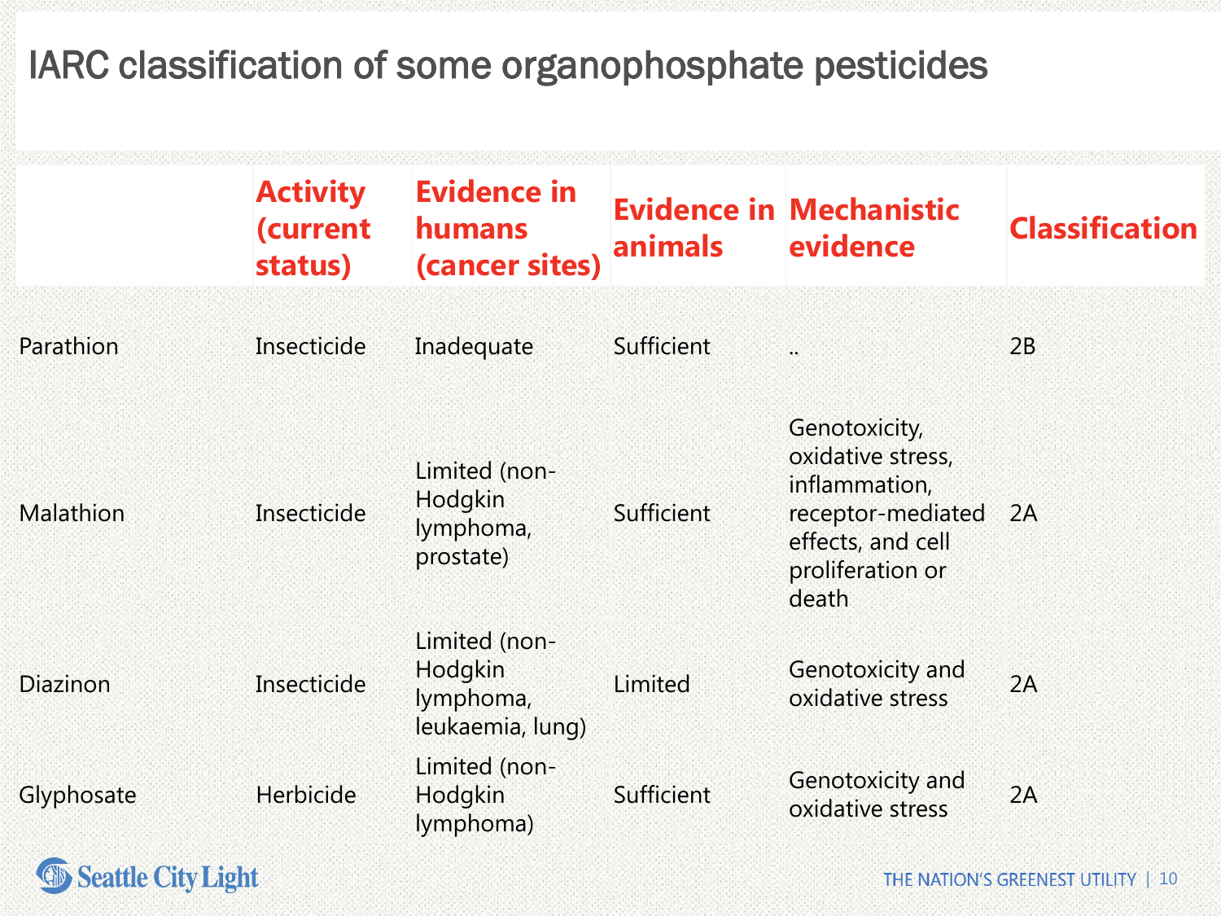# IARC classification of some organophosphate pesticides

| | Activity (current status) | Evidence in humans (cancer sites) | Evidence in animals | Mechanistic evidence | Classification |
|---|---|---|---|---|---|
| Parathion | Insecticide | Inadequate | Sufficient | .. | 2B |
| Malathion | Insecticide | Limited (non-Hodgkin lymphoma, prostate) | Sufficient | Genotoxicity, oxidative stress, inflammation, receptor-mediated effects, and cell proliferation or death | 2A |
| Diazinon | Insecticide | Limited (non-Hodgkin lymphoma, leukaemia, lung) | Limited | Genotoxicity and oxidative stress | 2A |
| Glyphosate | Herbicide | Limited (non-Hodgkin lymphoma) | Sufficient | Genotoxicity and oxidative stress | 2A |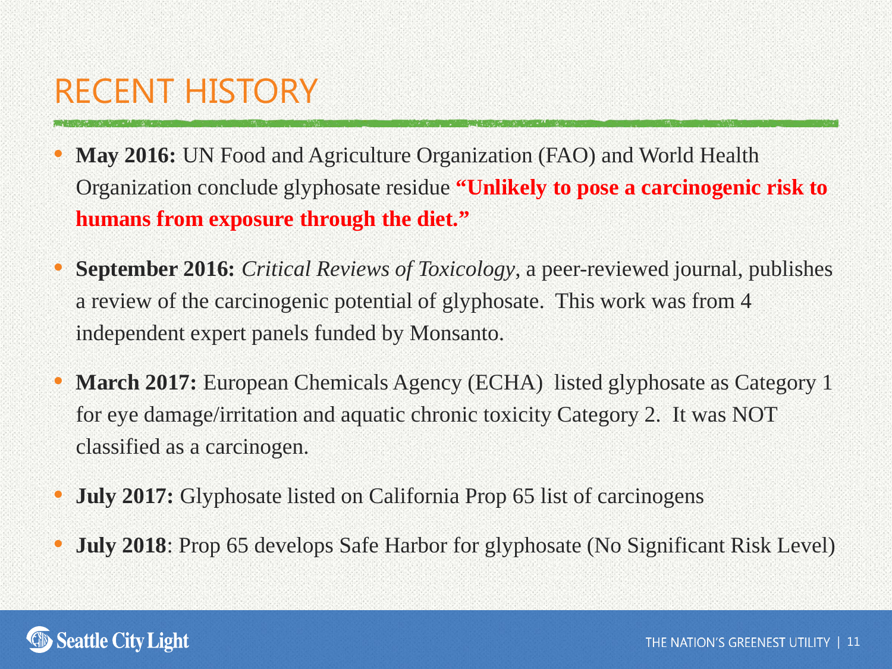# RECENT HISTORY

- **May 2016:** UN Food and Agriculture Organization (FAO) and World Health Organization conclude glyphosate residue **"Unlikely to pose a carcinogenic risk to humans from exposure through the diet."**
- **September 2016:** *Critical Reviews of Toxicology*, a peer-reviewed journal, publishes a review of the carcinogenic potential of glyphosate. This work was from 4 independent expert panels funded by Monsanto.
- **March 2017:** European Chemicals Agency (ECHA) listed glyphosate as Category 1 for eye damage/irritation and aquatic chronic toxicity Category 2. It was NOT classified as a carcinogen.
- **July 2017:** Glyphosate listed on California Prop 65 list of carcinogens
- **July 2018**: Prop 65 develops Safe Harbor for glyphosate (No Significant Risk Level)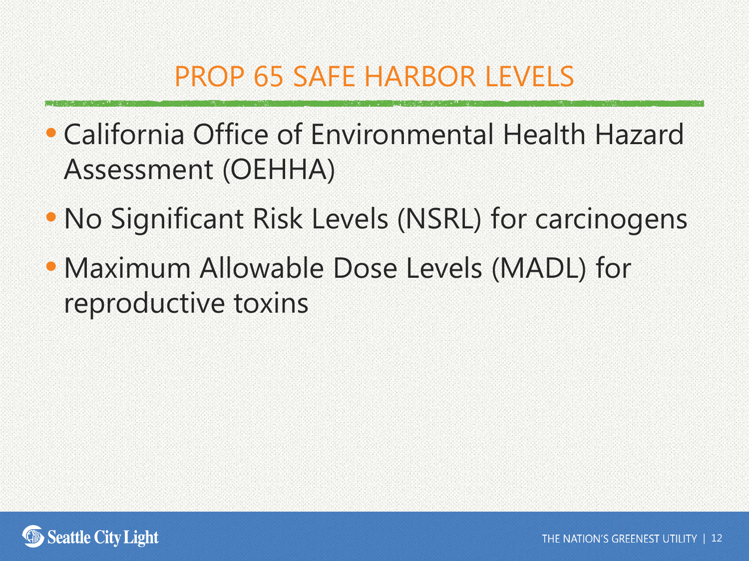# PROP 65 SAFE HARBOR LEVELS

- California Office of Environmental Health Hazard Assessment (OEHHA)
- No Significant Risk Levels (NSRL) for carcinogens
- Maximum Allowable Dose Levels (MADL) for reproductive toxins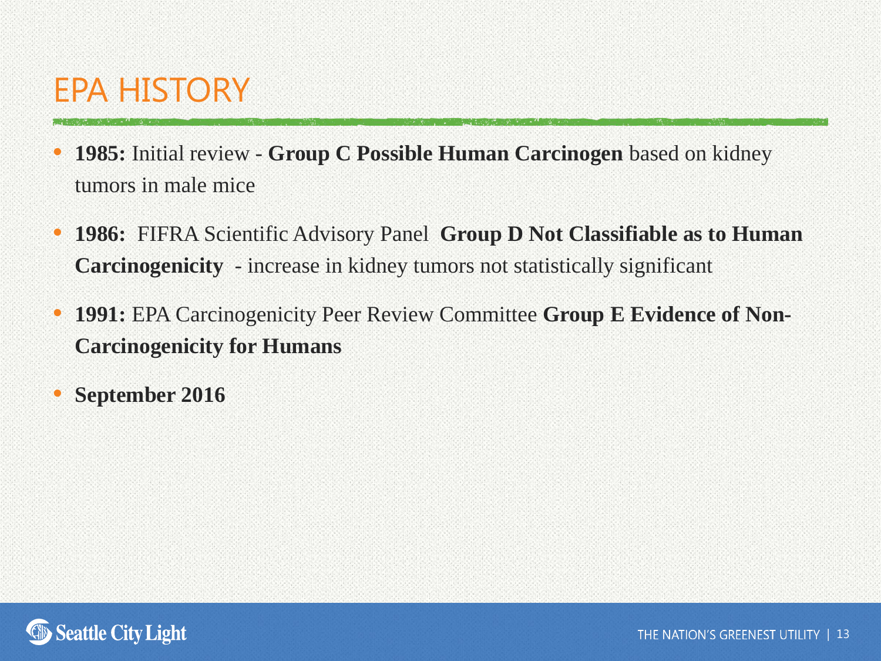# EPA HISTORY

- **1985:** Initial review - **Group C Possible Human Carcinogen** based on kidney tumors in male mice
- **1986:** FIFRA Scientific Advisory Panel **Group D Not Classifiable as to Human Carcinogenicity** - increase in kidney tumors not statistically significant
- **1991:** EPA Carcinogenicity Peer Review Committee **Group E Evidence of Non-Carcinogenicity for Humans**
- **September 2016**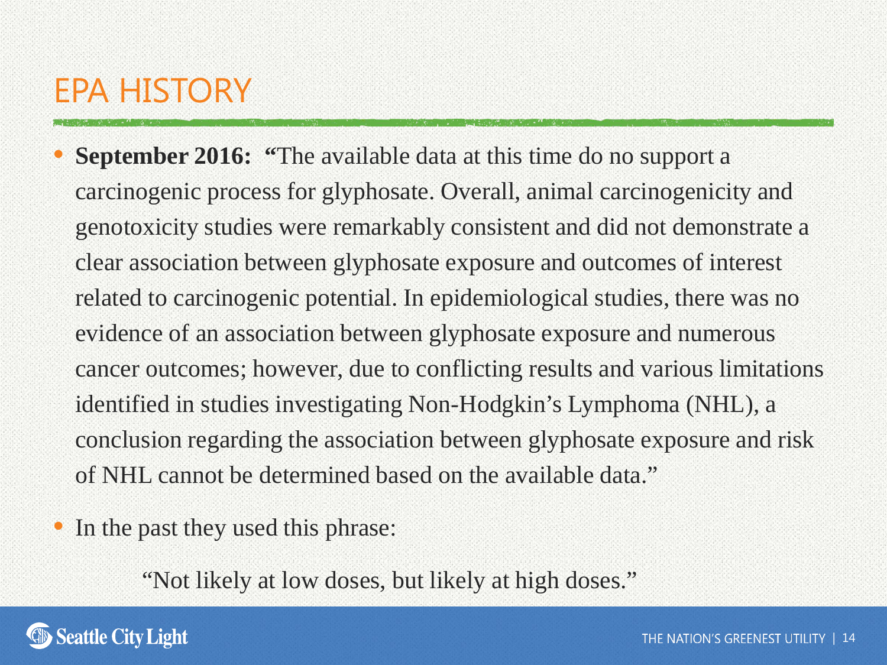# EPA HISTORY

- **September 2016:** **"**The available data at this time do no support a carcinogenic process for glyphosate. Overall, animal carcinogenicity and genotoxicity studies were remarkably consistent and did not demonstrate a clear association between glyphosate exposure and outcomes of interest related to carcinogenic potential. In epidemiological studies, there was no evidence of an association between glyphosate exposure and numerous cancer outcomes; however, due to conflicting results and various limitations identified in studies investigating Non-Hodgkin's Lymphoma (NHL), a conclusion regarding the association between glyphosate exposure and risk of NHL cannot be determined based on the available data."
- In the past they used this phrase:

  "Not likely at low doses, but likely at high doses."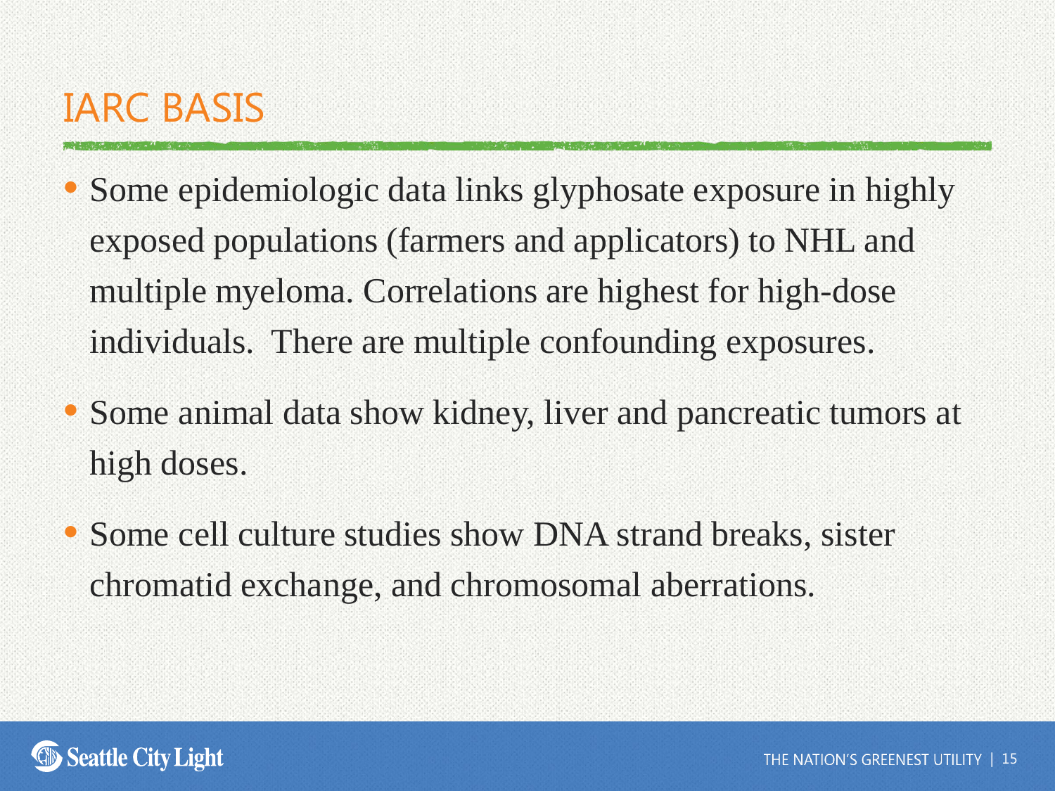# IARC BASIS

- Some epidemiologic data links glyphosate exposure in highly exposed populations (farmers and applicators) to NHL and multiple myeloma. Correlations are highest for high-dose individuals.  There are multiple confounding exposures.
- Some animal data show kidney, liver and pancreatic tumors at high doses.
- Some cell culture studies show DNA strand breaks, sister chromatid exchange, and chromosomal aberrations.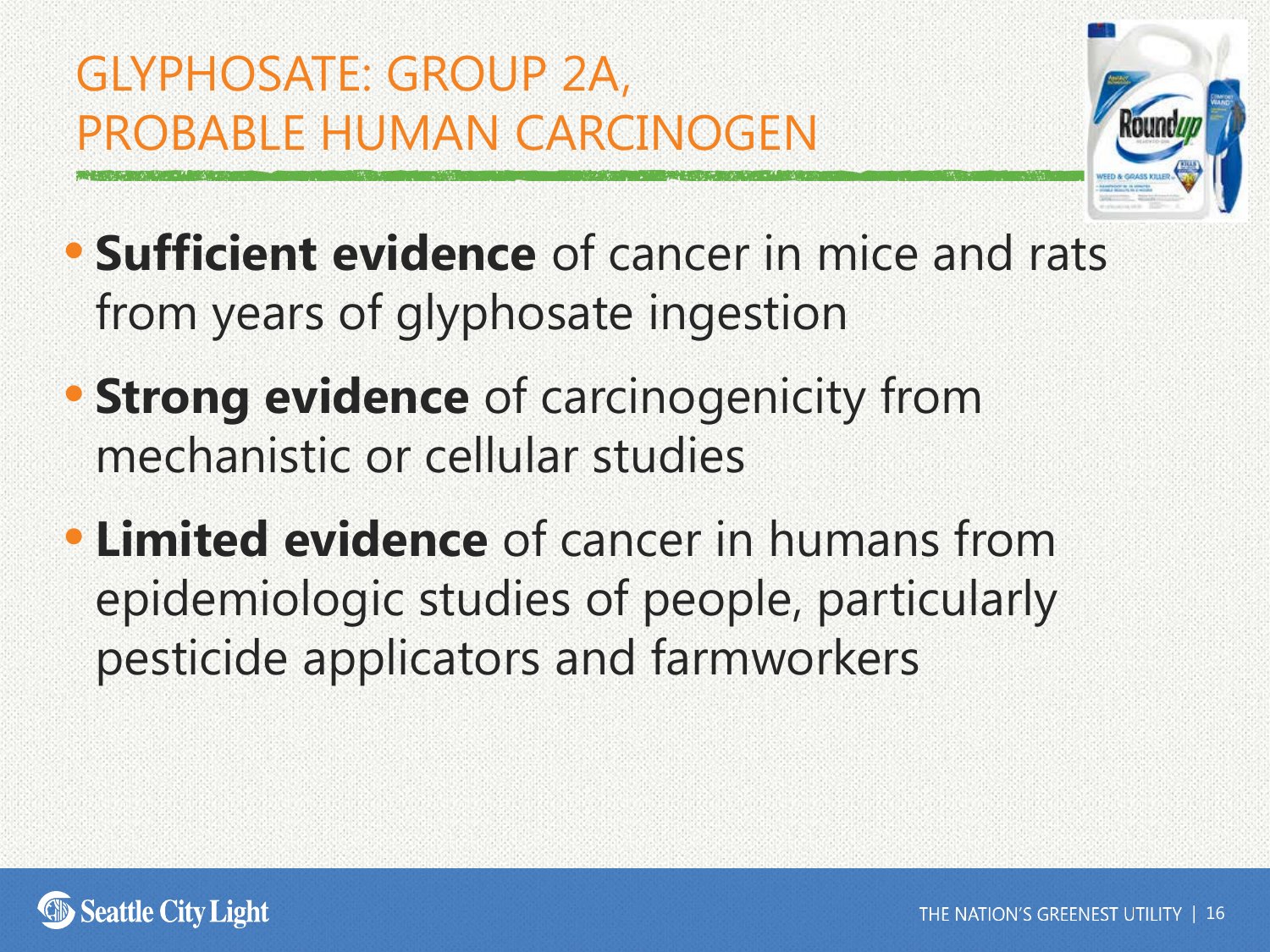# GLYPHOSATE: GROUP 2A, PROBABLE HUMAN CARCINOGEN

- **Sufficient evidence** of cancer in mice and rats from years of glyphosate ingestion
- **Strong evidence** of carcinogenicity from mechanistic or cellular studies
- **Limited evidence** of cancer in humans from epidemiologic studies of people, particularly pesticide applicators and farmworkers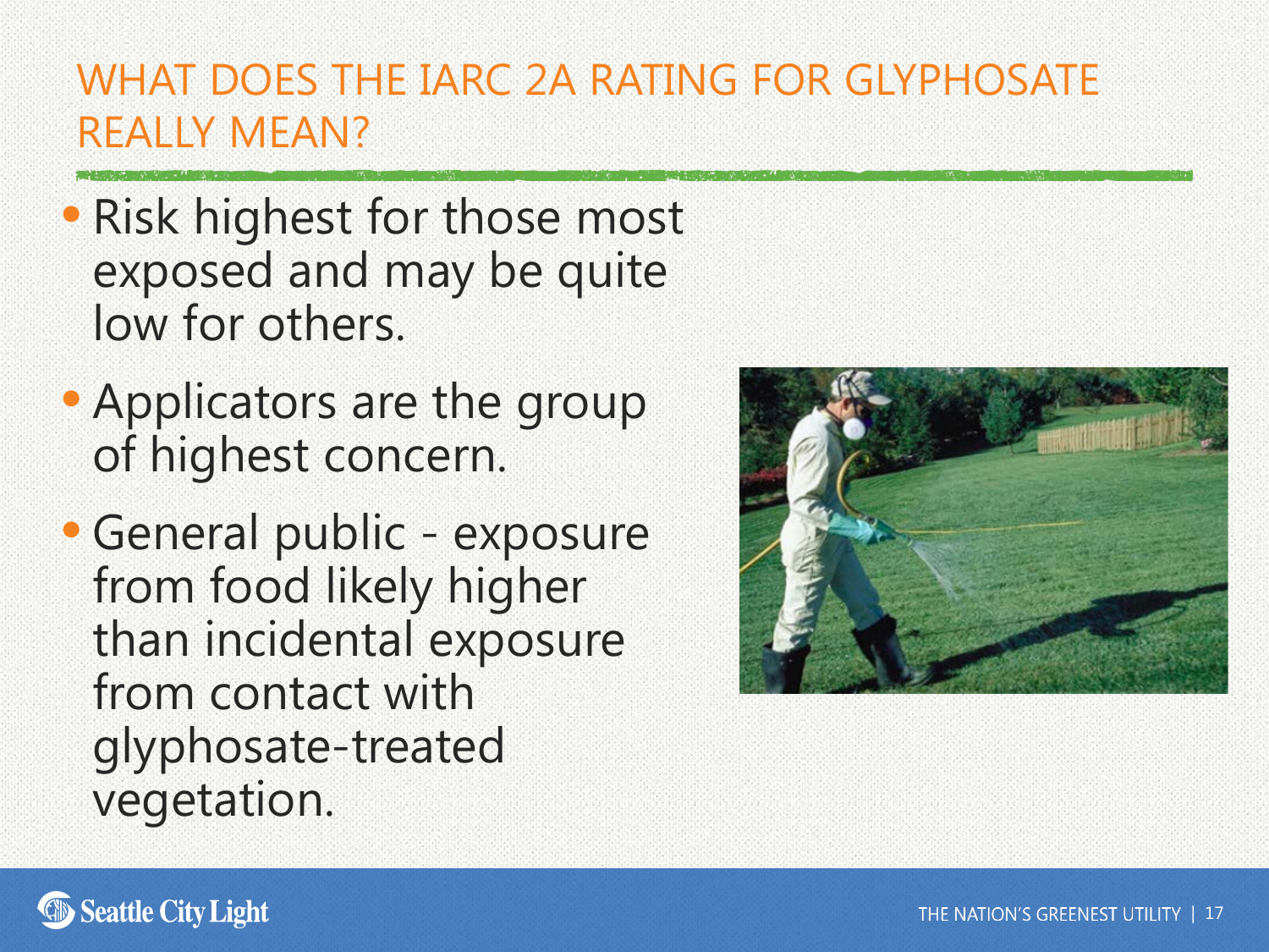# WHAT DOES THE IARC 2A RATING FOR GLYPHOSATE REALLY MEAN?

- Risk highest for those most exposed and may be quite low for others.
- Applicators are the group of highest concern.
- General public - exposure from food likely higher than incidental exposure from contact with glyphosate-treated vegetation.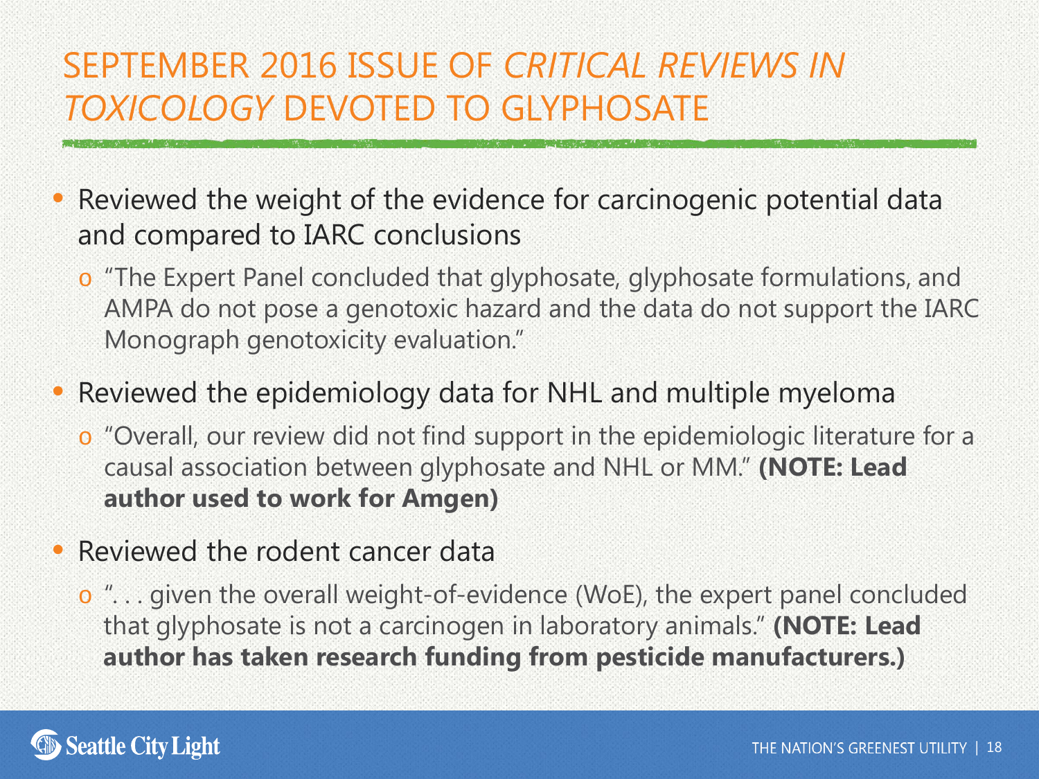# SEPTEMBER 2016 ISSUE OF *CRITICAL REVIEWS IN TOXICOLOGY* DEVOTED TO GLYPHOSATE

- Reviewed the weight of the evidence for carcinogenic potential data and compared to IARC conclusions
  - "The Expert Panel concluded that glyphosate, glyphosate formulations, and AMPA do not pose a genotoxic hazard and the data do not support the IARC Monograph genotoxicity evaluation."
- Reviewed the epidemiology data for NHL and multiple myeloma
  - "Overall, our review did not find support in the epidemiologic literature for a causal association between glyphosate and NHL or MM." **(NOTE: Lead author used to work for Amgen)**
- Reviewed the rodent cancer data
  - ". . . given the overall weight-of-evidence (WoE), the expert panel concluded that glyphosate is not a carcinogen in laboratory animals." **(NOTE: Lead author has taken research funding from pesticide manufacturers.)**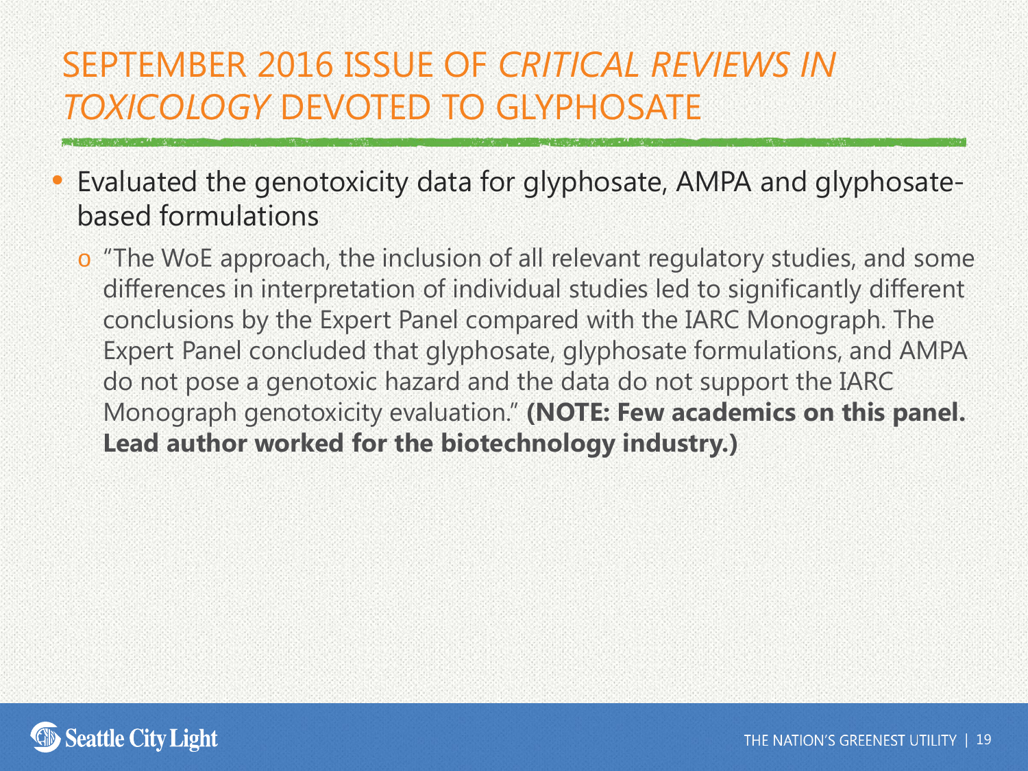# SEPTEMBER 2016 ISSUE OF *CRITICAL REVIEWS IN TOXICOLOGY* DEVOTED TO GLYPHOSATE

- Evaluated the genotoxicity data for glyphosate, AMPA and glyphosate-based formulations
  - "The WoE approach, the inclusion of all relevant regulatory studies, and some differences in interpretation of individual studies led to significantly different conclusions by the Expert Panel compared with the IARC Monograph. The Expert Panel concluded that glyphosate, glyphosate formulations, and AMPA do not pose a genotoxic hazard and the data do not support the IARC Monograph genotoxicity evaluation." **(NOTE: Few academics on this panel. Lead author worked for the biotechnology industry.)**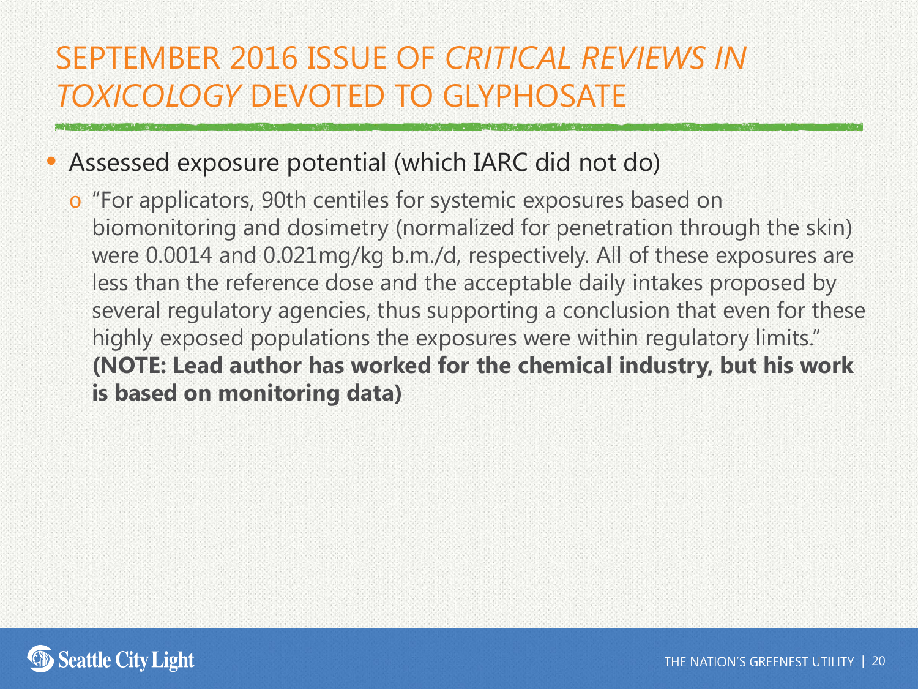# SEPTEMBER 2016 ISSUE OF *CRITICAL REVIEWS IN TOXICOLOGY* DEVOTED TO GLYPHOSATE

- Assessed exposure potential (which IARC did not do)
  - "For applicators, 90th centiles for systemic exposures based on biomonitoring and dosimetry (normalized for penetration through the skin) were 0.0014 and 0.021mg/kg b.m./d, respectively. All of these exposures are less than the reference dose and the acceptable daily intakes proposed by several regulatory agencies, thus supporting a conclusion that even for these highly exposed populations the exposures were within regulatory limits." **(NOTE: Lead author has worked for the chemical industry, but his work is based on monitoring data)**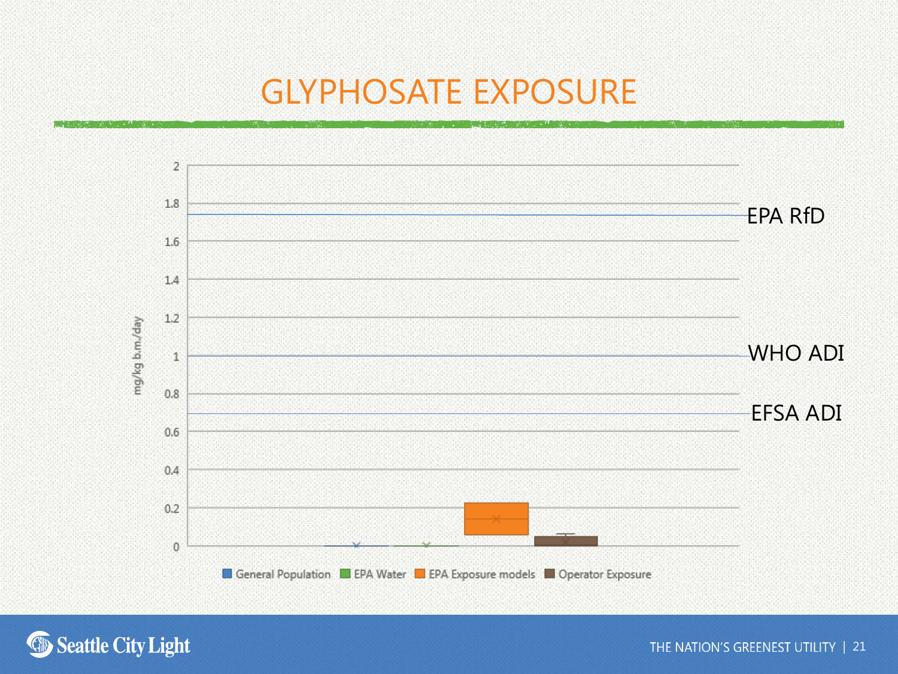# GLYPHOSATE EXPOSURE

mg/kg b.m./day

EPA RfD

WHO ADI

EFSA ADI

General Population | EPA Water | EPA Exposure models | Operator Exposure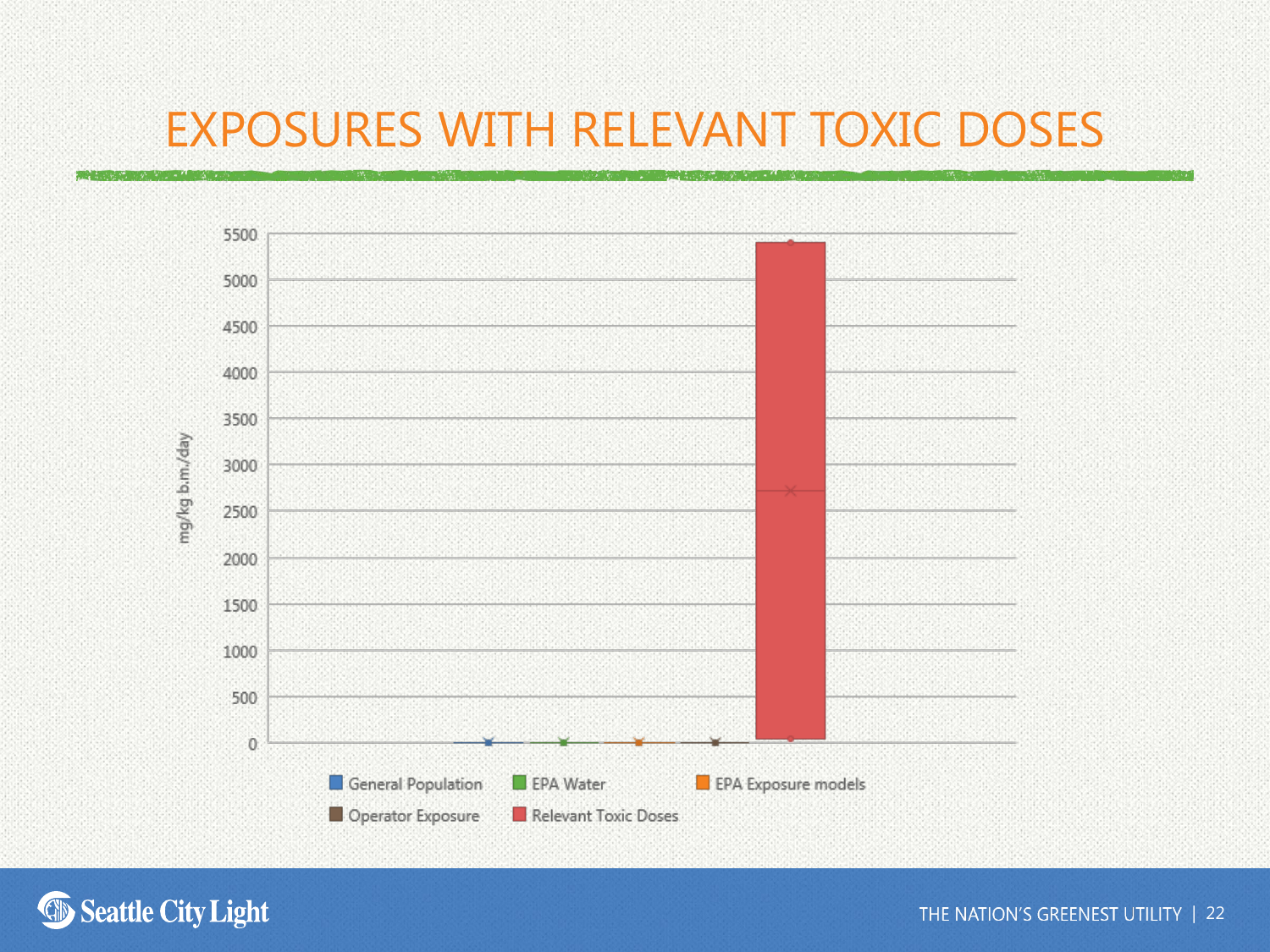# EXPOSURES WITH RELEVANT TOXIC DOSES

mg/kg b.m./day

5500
5000
4500
4000
3500
3000
2500
2000
1500
1000
500
0

General Population | EPA Water | EPA Exposure models | Operator Exposure | Relevant Toxic Doses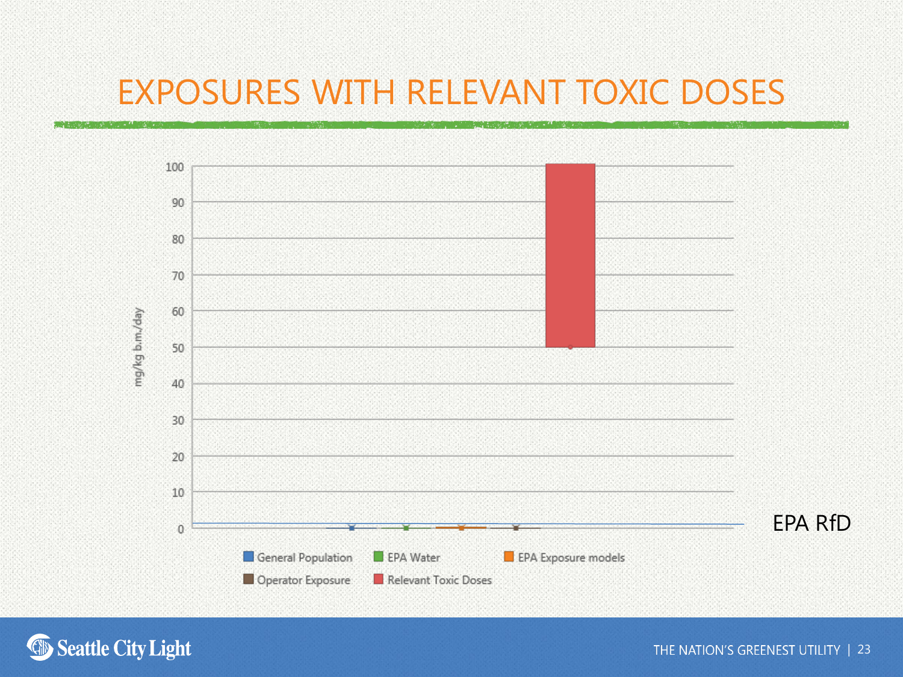# EXPOSURES WITH RELEVANT TOXIC DOSES

mg/kg b.m./day

100
90
80
70
60
50
40
30
20
10
0

EPA RfD

General Population | EPA Water | EPA Exposure models | Operator Exposure | Relevant Toxic Doses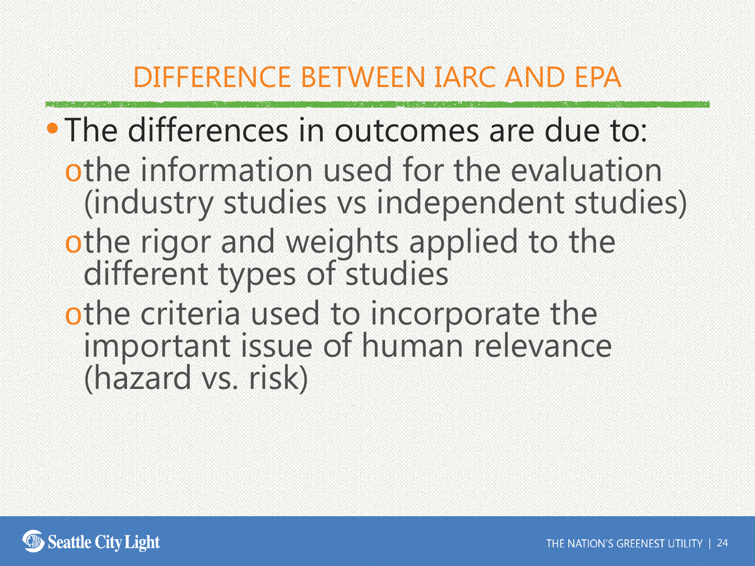# DIFFERENCE BETWEEN IARC AND EPA

- The differences in outcomes are due to:
  - the information used for the evaluation (industry studies vs independent studies)
  - the rigor and weights applied to the different types of studies
  - the criteria used to incorporate the important issue of human relevance (hazard vs. risk)